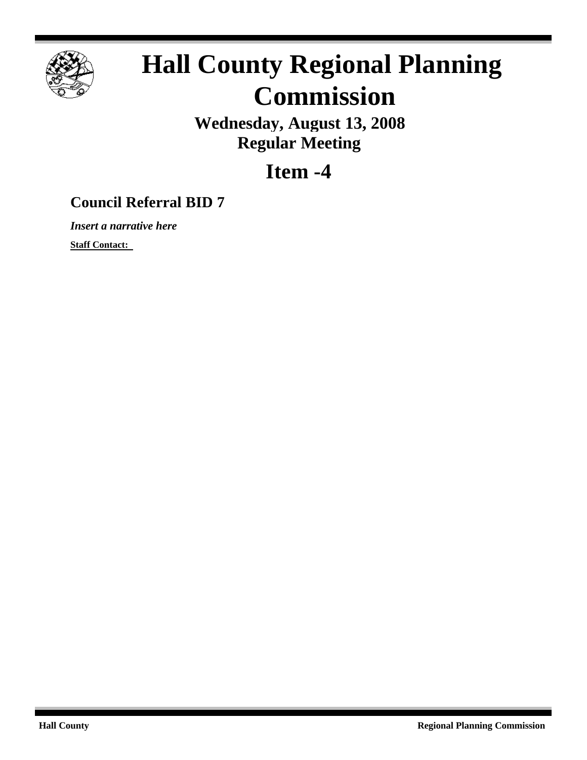# Hall County Regional Planning Commission

**Wednesday, August 13, 2008**
**Regular Meeting**

## Item -4

### Council Referral BID 7

***Insert a narrative here***

**Staff Contact:**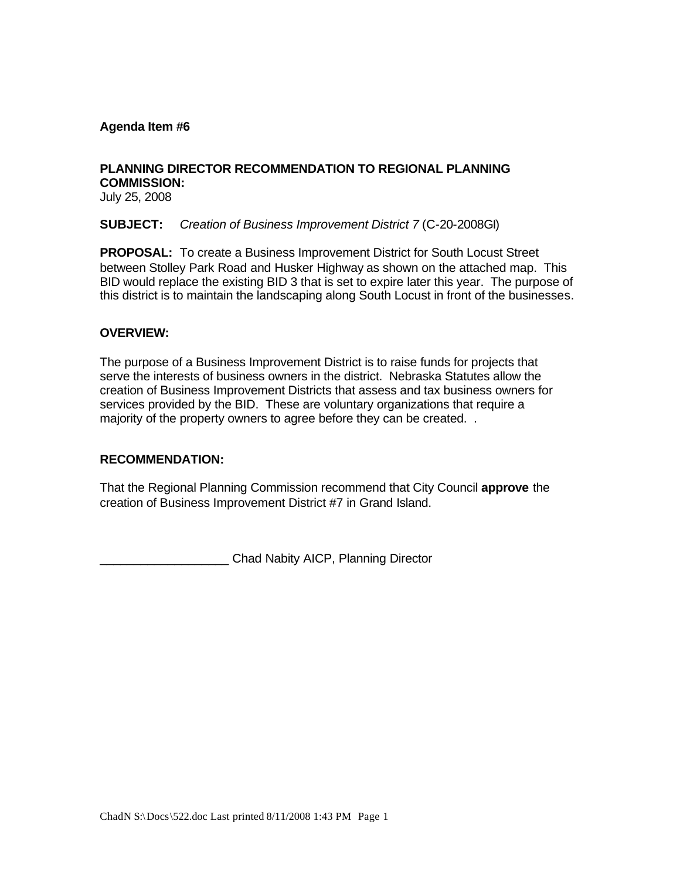**Agenda Item #6**

**PLANNING DIRECTOR RECOMMENDATION TO REGIONAL PLANNING COMMISSION:**
July 25, 2008

**SUBJECT:** *Creation of Business Improvement District 7* (C-20-2008GI)

**PROPOSAL:** To create a Business Improvement District for South Locust Street between Stolley Park Road and Husker Highway as shown on the attached map. This BID would replace the existing BID 3 that is set to expire later this year. The purpose of this district is to maintain the landscaping along South Locust in front of the businesses.

**OVERVIEW:**

The purpose of a Business Improvement District is to raise funds for projects that serve the interests of business owners in the district. Nebraska Statutes allow the creation of Business Improvement Districts that assess and tax business owners for services provided by the BID. These are voluntary organizations that require a majority of the property owners to agree before they can be created. .

**RECOMMENDATION:**

That the Regional Planning Commission recommend that City Council **approve** the creation of Business Improvement District #7 in Grand Island.

___________________ Chad Nabity AICP, Planning Director

ChadN S:\Docs\522.doc Last printed 8/11/2008 1:43 PM Page 1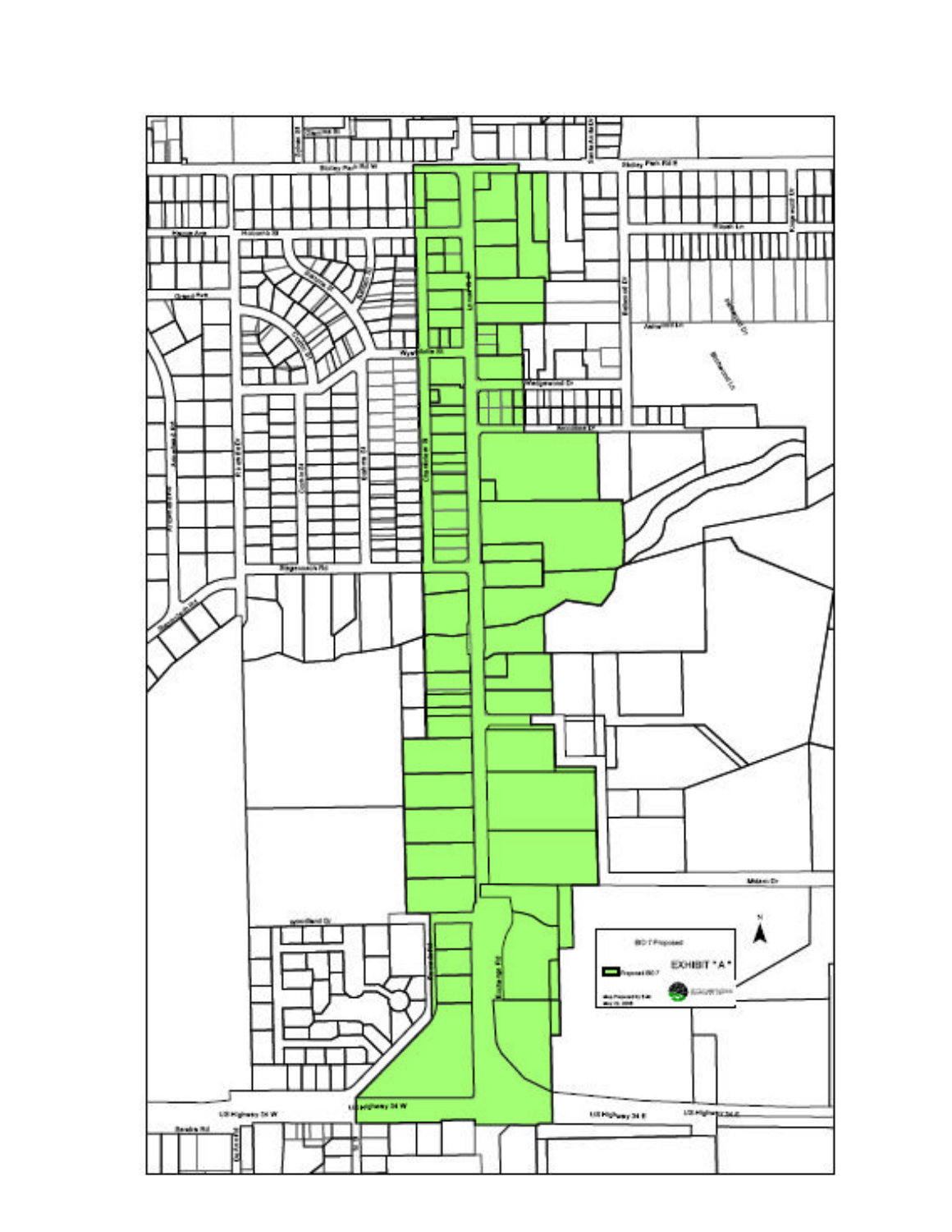Shirley Park Rd W

Shirley Park Rd E

Hanna Ave

Holcomb St

Grand Ave

Wyandotte St

Wedgewood Dr

Ridgewood Rd

Midland Dr

Lynnford Dr

US Highway 34 W

US Highway 34 E

BID 7 Proposed

EXHIBIT "A"

Proposed BID 7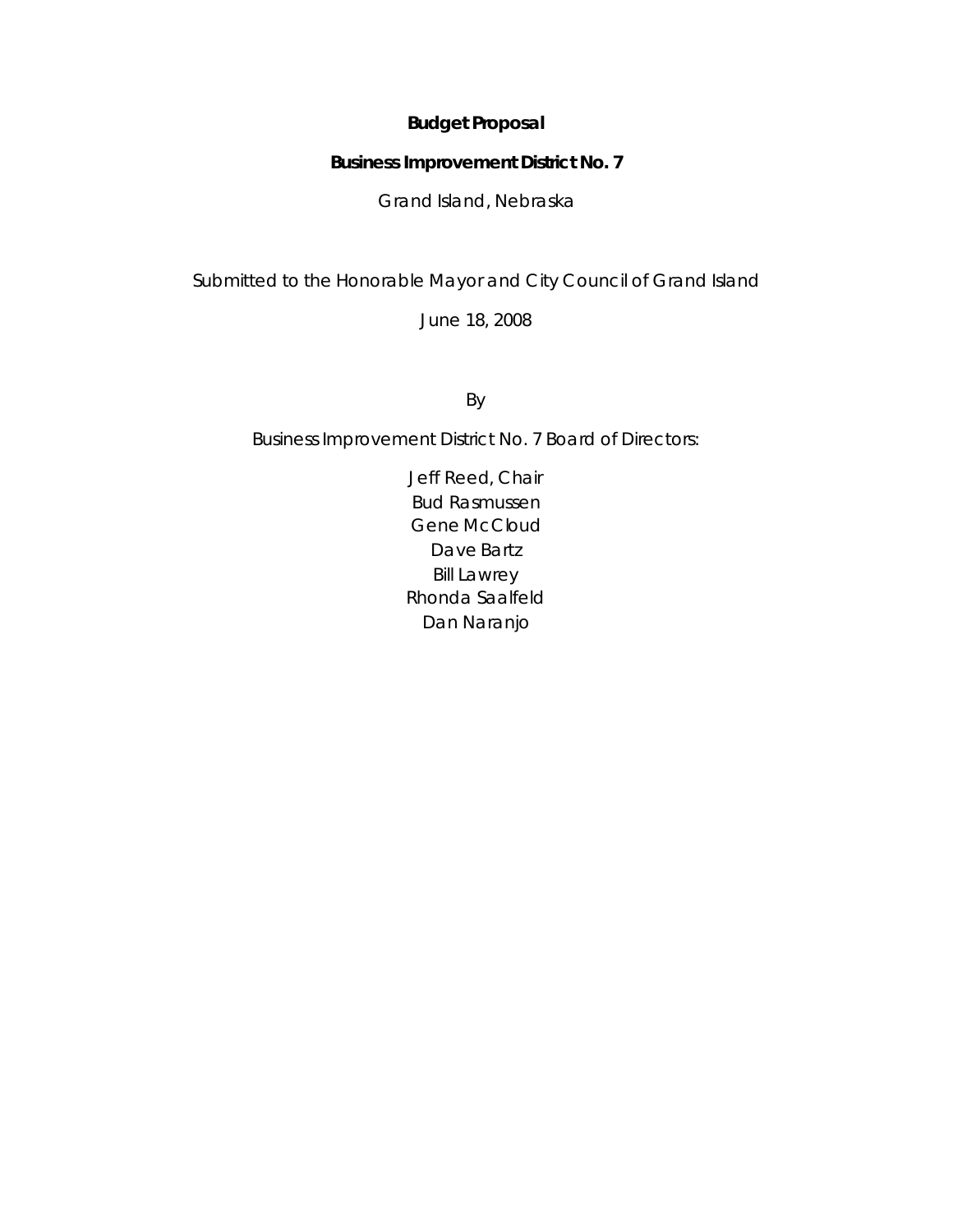**Budget Proposal**

**Business Improvement District No. 7**

Grand Island, Nebraska

Submitted to the Honorable Mayor and City Council of Grand Island

June 18, 2008

By

Business Improvement District No. 7 Board of Directors:

Jeff Reed, Chair
Bud Rasmussen
Gene McCloud
Dave Bartz
Bill Lawrey
Rhonda Saalfeld
Dan Naranjo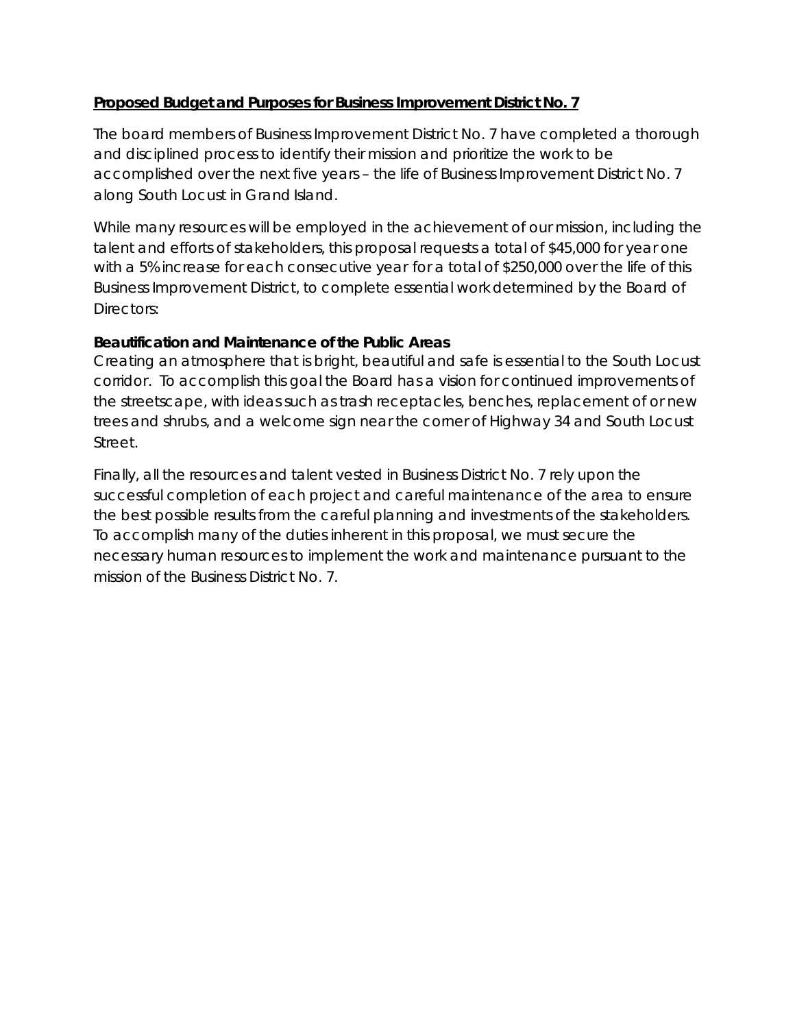**<u>Proposed Budget and Purposes for Business Improvement District No. 7</u>**

The board members of Business Improvement District No. 7 have completed a thorough and disciplined process to identify their mission and prioritize the work to be accomplished over the next five years – the life of Business Improvement District No. 7 along South Locust in Grand Island.

While many resources will be employed in the achievement of our mission, including the talent and efforts of stakeholders, this proposal requests a total of $45,000 for year one with a 5% increase for each consecutive year for a total of $250,000 over the life of this Business Improvement District, to complete essential work determined by the Board of Directors:

**Beautification and Maintenance of the Public Areas**
Creating an atmosphere that is bright, beautiful and safe is essential to the South Locust corridor. To accomplish this goal the Board has a vision for continued improvements of the streetscape, with ideas such as trash receptacles, benches, replacement of or new trees and shrubs, and a welcome sign near the corner of Highway 34 and South Locust Street.

Finally, all the resources and talent vested in Business District No. 7 rely upon the successful completion of each project and careful maintenance of the area to ensure the best possible results from the careful planning and investments of the stakeholders. To accomplish many of the duties inherent in this proposal, we must secure the necessary human resources to implement the work and maintenance pursuant to the mission of the Business District No. 7.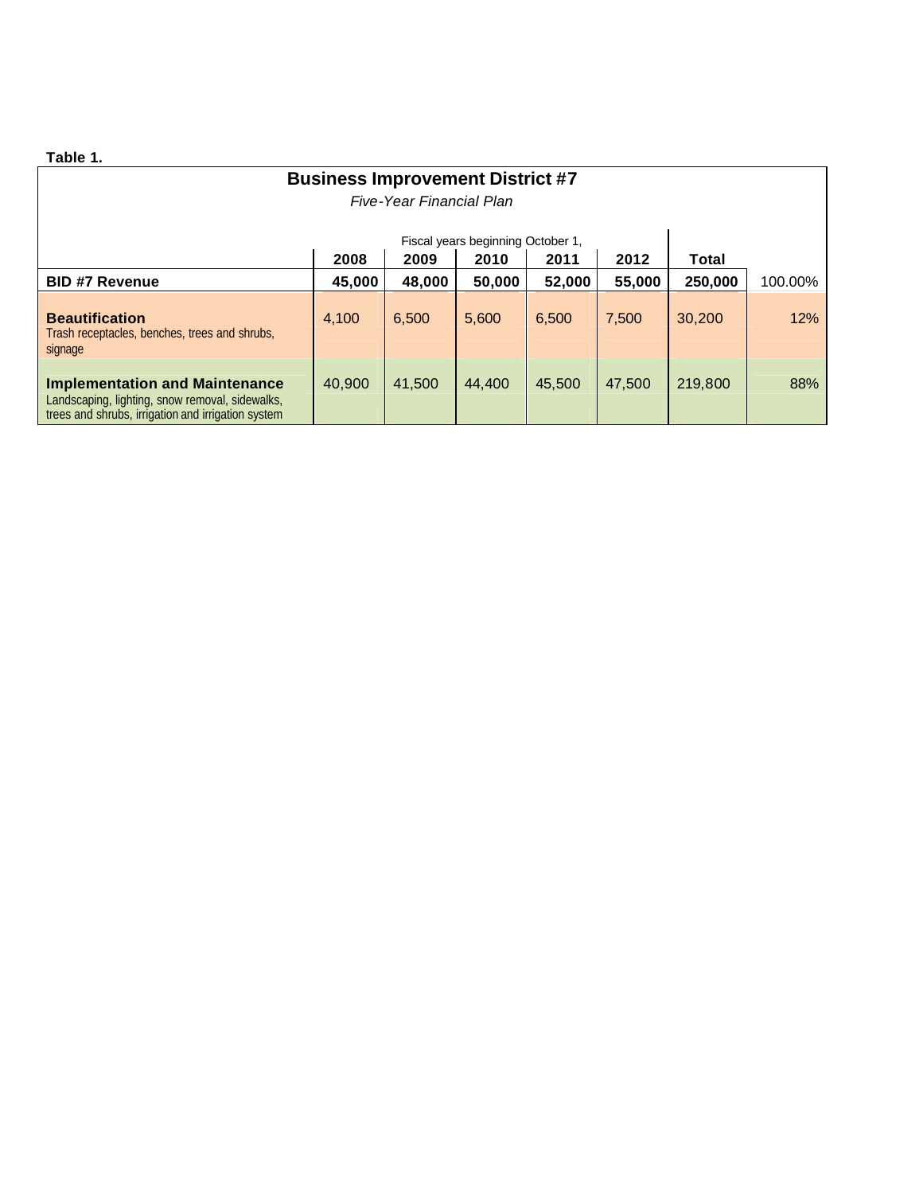**Table 1.**

## Business Improvement District #7

*Five-Year Financial Plan*

| | Fiscal years beginning October 1, | | | | | | |
|---|---|---|---|---|---|---|---|
| | **2008** | **2009** | **2010** | **2011** | **2012** | **Total** | |
| **BID #7 Revenue** | **45,000** | **48,000** | **50,000** | **52,000** | **55,000** | **250,000** | 100.00% |
| **Beautification**<br>Trash receptacles, benches, trees and shrubs, signage | 4,100 | 6,500 | 5,600 | 6,500 | 7,500 | 30,200 | 12% |
| **Implementation and Maintenance**<br>Landscaping, lighting, snow removal, sidewalks, trees and shrubs, irrigation and irrigation system | 40,900 | 41,500 | 44,400 | 45,500 | 47,500 | 219,800 | 88% |